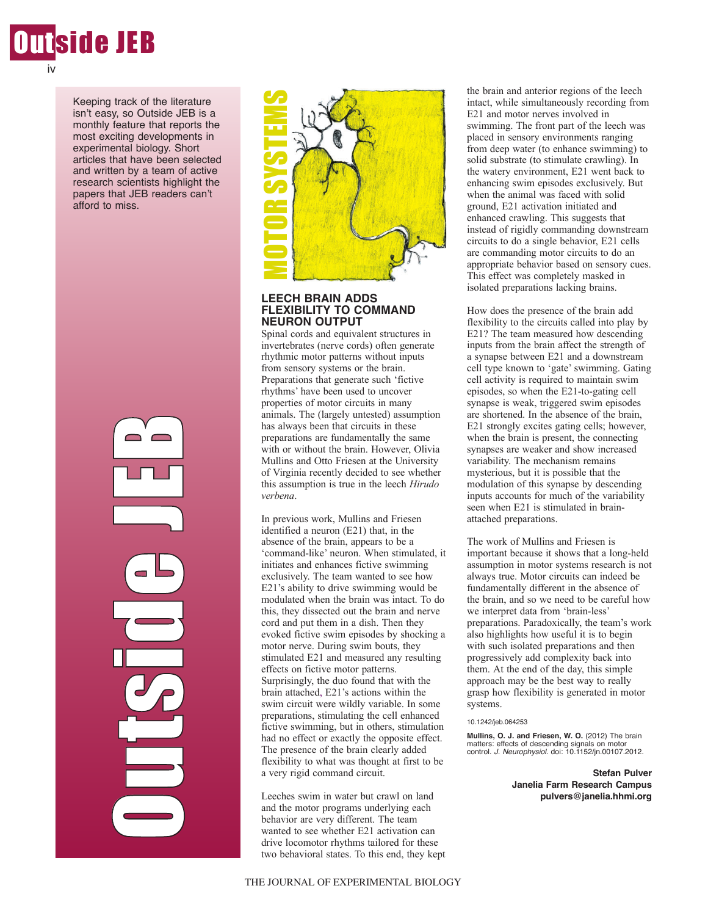Keeping track of the literature isn't easy, so Outside JEB is a monthly feature that reports the most exciting developments in experimental biology. Short articles that have been selected and written by a team of active research scientists highlight the papers that JEB readers can't afford to miss.

MOTOR SYSTEMS

## LEECH BRAIN ADDS FLEXIBILITY TO COMMAND NEURON OUTPUT

Spinal cords and equivalent structures in invertebrates (nerve cords) often generate rhythmic motor patterns without inputs from sensory systems or the brain. Preparations that generate such 'fictive rhythms' have been used to uncover properties of motor circuits in many animals. The (largely untested) assumption has always been that circuits in these preparations are fundamentally the same with or without the brain. However, Olivia Mullins and Otto Friesen at the University of Virginia recently decided to see whether this assumption is true in the leech *Hirudo verbena*.

In previous work, Mullins and Friesen identified a neuron (E21) that, in the absence of the brain, appears to be a 'command-like' neuron. When stimulated, it initiates and enhances fictive swimming exclusively. The team wanted to see how E21's ability to drive swimming would be modulated when the brain was intact. To do this, they dissected out the brain and nerve cord and put them in a dish. Then they evoked fictive swim episodes by shocking a motor nerve. During swim bouts, they stimulated E21 and measured any resulting effects on fictive motor patterns. Surprisingly, the duo found that with the brain attached, E21's actions within the swim circuit were wildly variable. In some preparations, stimulating the cell enhanced fictive swimming, but in others, stimulation had no effect or exactly the opposite effect. The presence of the brain clearly added flexibility to what was thought at first to be a very rigid command circuit.

Leeches swim in water but crawl on land and the motor programs underlying each behavior are very different. The team wanted to see whether E21 activation can drive locomotor rhythms tailored for these two behavioral states. To this end, they kept the brain and anterior regions of the leech intact, while simultaneously recording from E21 and motor nerves involved in swimming. The front part of the leech was placed in sensory environments ranging from deep water (to enhance swimming) to solid substrate (to stimulate crawling). In the watery environment, E21 went back to enhancing swim episodes exclusively. But when the animal was faced with solid ground, E21 activation initiated and enhanced crawling. This suggests that instead of rigidly commanding downstream circuits to do a single behavior, E21 cells are commanding motor circuits to do an appropriate behavior based on sensory cues. This effect was completely masked in isolated preparations lacking brains.

How does the presence of the brain add flexibility to the circuits called into play by E21? The team measured how descending inputs from the brain affect the strength of a synapse between E21 and a downstream cell type known to 'gate' swimming. Gating cell activity is required to maintain swim episodes, so when the E21-to-gating cell synapse is weak, triggered swim episodes are shortened. In the absence of the brain, E21 strongly excites gating cells; however, when the brain is present, the connecting synapses are weaker and show increased variability. The mechanism remains mysterious, but it is possible that the modulation of this synapse by descending inputs accounts for much of the variability seen when E21 is stimulated in brain-attached preparations.

The work of Mullins and Friesen is important because it shows that a long-held assumption in motor systems research is not always true. Motor circuits can indeed be fundamentally different in the absence of the brain, and so we need to be careful how we interpret data from 'brain-less' preparations. Paradoxically, the team's work also highlights how useful it is to begin with such isolated preparations and then progressively add complexity back into them. At the end of the day, this simple approach may be the best way to really grasp how flexibility is generated in motor systems.

10.1242/jeb.064253

**Mullins, O. J. and Friesen, W. O.** (2012) The brain matters: effects of descending signals on motor control. *J. Neurophysiol.* doi: 10.1152/jn.00107.2012.

**Stefan Pulver**
**Janelia Farm Research Campus**
**pulvers@janelia.hhmi.org**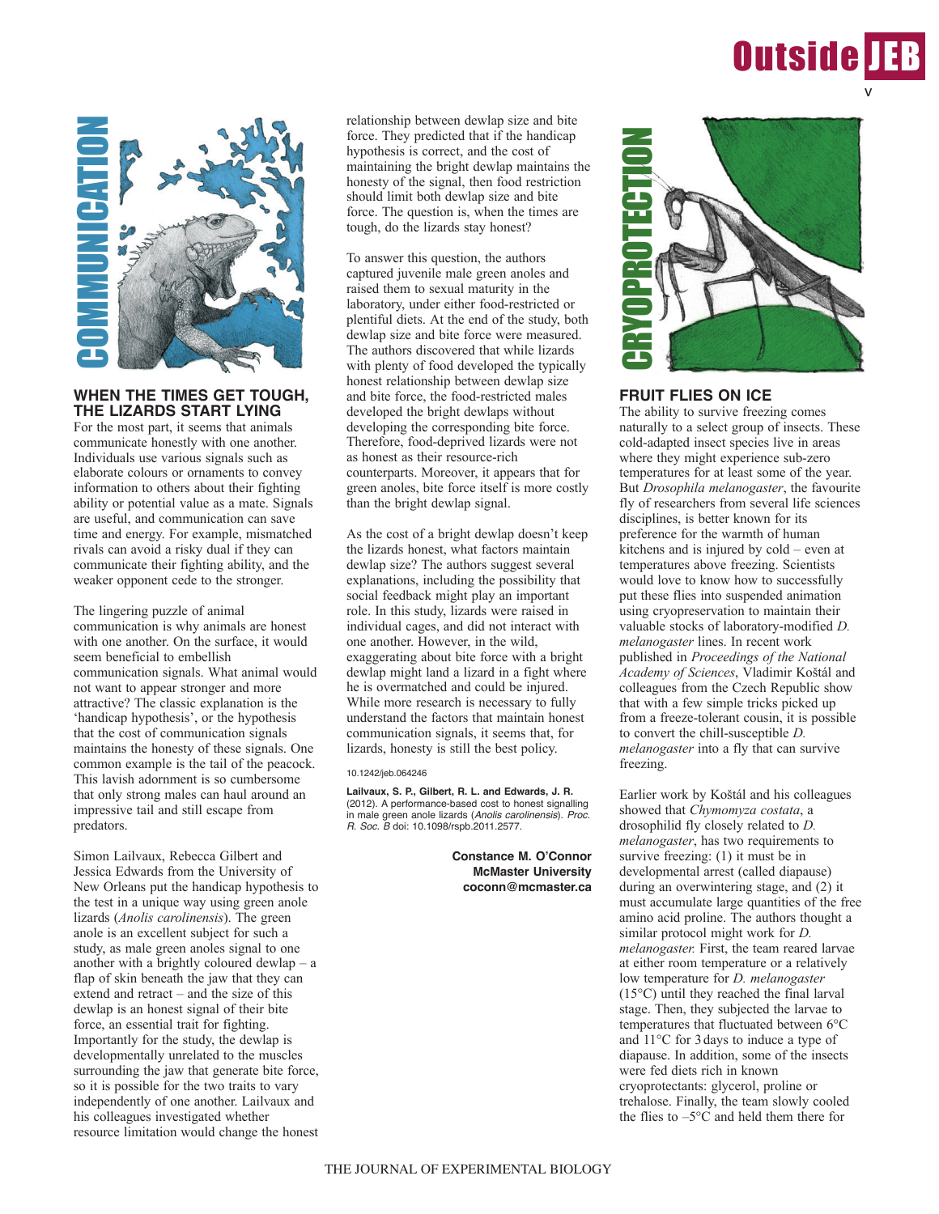## COMMUNICATION

### WHEN THE TIMES GET TOUGH, THE LIZARDS START LYING

For the most part, it seems that animals communicate honestly with one another. Individuals use various signals such as elaborate colours or ornaments to convey information to others about their fighting ability or potential value as a mate. Signals are useful, and communication can save time and energy. For example, mismatched rivals can avoid a risky dual if they can communicate their fighting ability, and the weaker opponent cede to the stronger.

The lingering puzzle of animal communication is why animals are honest with one another. On the surface, it would seem beneficial to embellish communication signals. What animal would not want to appear stronger and more attractive? The classic explanation is the 'handicap hypothesis', or the hypothesis that the cost of communication signals maintains the honesty of these signals. One common example is the tail of the peacock. This lavish adornment is so cumbersome that only strong males can haul around an impressive tail and still escape from predators.

Simon Lailvaux, Rebecca Gilbert and Jessica Edwards from the University of New Orleans put the handicap hypothesis to the test in a unique way using green anole lizards (*Anolis carolinensis*). The green anole is an excellent subject for such a study, as male green anoles signal to one another with a brightly coloured dewlap – a flap of skin beneath the jaw that they can extend and retract – and the size of this dewlap is an honest signal of their bite force, an essential trait for fighting. Importantly for the study, the dewlap is developmentally unrelated to the muscles surrounding the jaw that generate bite force, so it is possible for the two traits to vary independently of one another. Lailvaux and his colleagues investigated whether resource limitation would change the honest relationship between dewlap size and bite force. They predicted that if the handicap hypothesis is correct, and the cost of maintaining the bright dewlap maintains the honesty of the signal, then food restriction should limit both dewlap size and bite force. The question is, when the times are tough, do the lizards stay honest?

To answer this question, the authors captured juvenile male green anoles and raised them to sexual maturity in the laboratory, under either food-restricted or plentiful diets. At the end of the study, both dewlap size and bite force were measured. The authors discovered that while lizards with plenty of food developed the typically honest relationship between dewlap size and bite force, the food-restricted males developed the bright dewlaps without developing the corresponding bite force. Therefore, food-deprived lizards were not as honest as their resource-rich counterparts. Moreover, it appears that for green anoles, bite force itself is more costly than the bright dewlap signal.

As the cost of a bright dewlap doesn't keep the lizards honest, what factors maintain dewlap size? The authors suggest several explanations, including the possibility that social feedback might play an important role. In this study, lizards were raised in individual cages, and did not interact with one another. However, in the wild, exaggerating about bite force with a bright dewlap might land a lizard in a fight where he is overmatched and could be injured. While more research is necessary to fully understand the factors that maintain honest communication signals, it seems that, for lizards, honesty is still the best policy.

10.1242/jeb.064246

**Lailvaux, S. P., Gilbert, R. L. and Edwards, J. R.** (2012). A performance-based cost to honest signalling in male green anole lizards (*Anolis carolinensis*). *Proc. R. Soc. B* doi: 10.1098/rspb.2011.2577.

**Constance M. O'Connor**
**McMaster University**
**coconn@mcmaster.ca**

## CRYOPROTECTION

### FRUIT FLIES ON ICE

The ability to survive freezing comes naturally to a select group of insects. These cold-adapted insect species live in areas where they might experience sub-zero temperatures for at least some of the year. But *Drosophila melanogaster*, the favourite fly of researchers from several life sciences disciplines, is better known for its preference for the warmth of human kitchens and is injured by cold – even at temperatures above freezing. Scientists would love to know how to successfully put these flies into suspended animation using cryopreservation to maintain their valuable stocks of laboratory-modified *D. melanogaster* lines. In recent work published in *Proceedings of the National Academy of Sciences*, Vladimír Košťál and colleagues from the Czech Republic show that with a few simple tricks picked up from a freeze-tolerant cousin, it is possible to convert the chill-susceptible *D. melanogaster* into a fly that can survive freezing.

Earlier work by Košťál and his colleagues showed that *Chymomyza costata*, a drosophilid fly closely related to *D. melanogaster*, has two requirements to survive freezing: (1) it must be in developmental arrest (called diapause) during an overwintering stage, and (2) it must accumulate large quantities of the free amino acid proline. The authors thought a similar protocol might work for *D. melanogaster.* First, the team reared larvae at either room temperature or a relatively low temperature for *D. melanogaster* (15°C) until they reached the final larval stage. Then, they subjected the larvae to temperatures that fluctuated between 6°C and 11°C for 3 days to induce a type of diapause. In addition, some of the insects were fed diets rich in known cryoprotectants: glycerol, proline or trehalose. Finally, the team slowly cooled the flies to –5°C and held them there for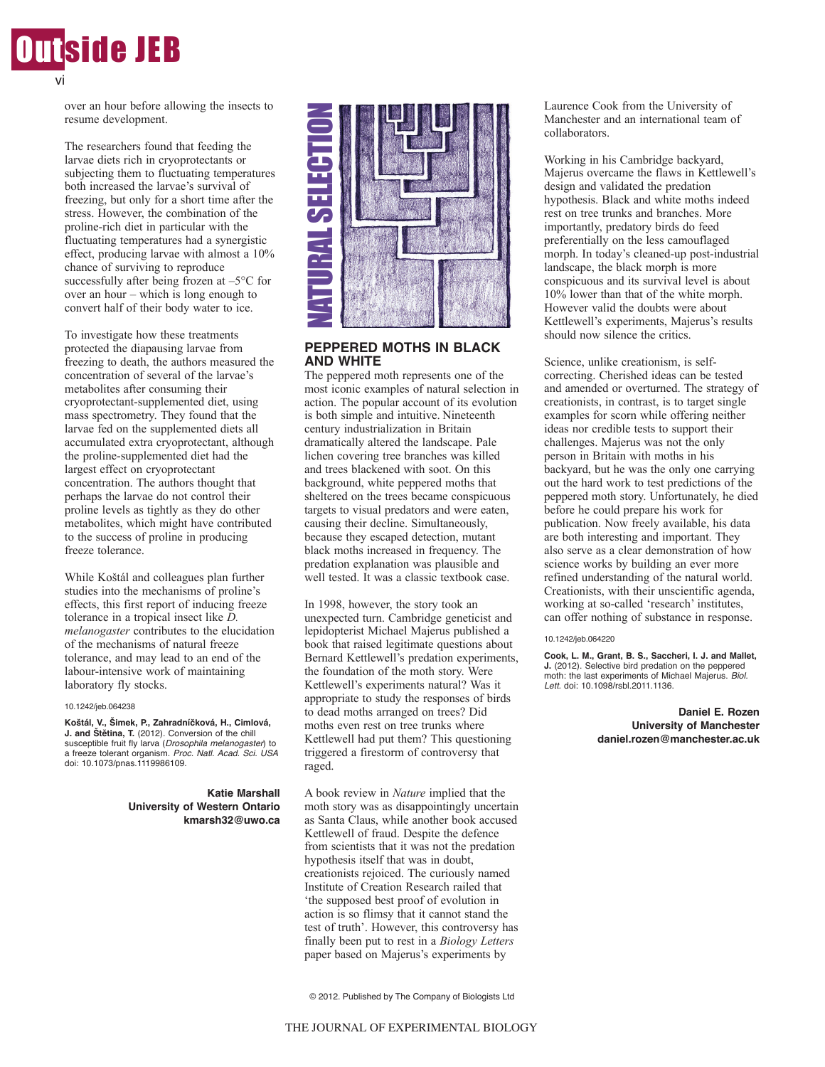over an hour before allowing the insects to resume development.

The researchers found that feeding the larvae diets rich in cryoprotectants or subjecting them to fluctuating temperatures both increased the larvae's survival of freezing, but only for a short time after the stress. However, the combination of the proline-rich diet in particular with the fluctuating temperatures had a synergistic effect, producing larvae with almost a 10% chance of surviving to reproduce successfully after being frozen at –5°C for over an hour – which is long enough to convert half of their body water to ice.

To investigate how these treatments protected the diapausing larvae from freezing to death, the authors measured the concentration of several of the larvae's metabolites after consuming their cryoprotectant-supplemented diet, using mass spectrometry. They found that the larvae fed on the supplemented diets all accumulated extra cryoprotectant, although the proline-supplemented diet had the largest effect on cryoprotectant concentration. The authors thought that perhaps the larvae do not control their proline levels as tightly as they do other metabolites, which might have contributed to the success of proline in producing freeze tolerance.

While Košťál and colleagues plan further studies into the mechanisms of proline's effects, this first report of inducing freeze tolerance in a tropical insect like *D. melanogaster* contributes to the elucidation of the mechanisms of natural freeze tolerance, and may lead to an end of the labour-intensive work of maintaining laboratory fly stocks.

10.1242/jeb.064238

**Košťál, V., Šimek, P., Zahradníčková, H., Cimlová, J. and Štětina, T.** (2012). Conversion of the chill susceptible fruit fly larva (*Drosophila melanogaster*) to a freeze tolerant organism. *Proc. Natl. Acad. Sci. USA* doi: 10.1073/pnas.1119986109.

**Katie Marshall**
**University of Western Ontario**
**kmarsh32@uwo.ca**

NATURAL SELECTION

## PEPPERED MOTHS IN BLACK AND WHITE

The peppered moth represents one of the most iconic examples of natural selection in action. The popular account of its evolution is both simple and intuitive. Nineteenth century industrialization in Britain dramatically altered the landscape. Pale lichen covering tree branches was killed and trees blackened with soot. On this background, white peppered moths that sheltered on the trees became conspicuous targets to visual predators and were eaten, causing their decline. Simultaneously, because they escaped detection, mutant black moths increased in frequency. The predation explanation was plausible and well tested. It was a classic textbook case.

In 1998, however, the story took an unexpected turn. Cambridge geneticist and lepidopterist Michael Majerus published a book that raised legitimate questions about Bernard Kettlewell's predation experiments, the foundation of the moth story. Were Kettlewell's experiments natural? Was it appropriate to study the responses of birds to dead moths arranged on trees? Did moths even rest on tree trunks where Kettlewell had put them? This questioning triggered a firestorm of controversy that raged.

A book review in *Nature* implied that the moth story was as disappointingly uncertain as Santa Claus, while another book accused Kettlewell of fraud. Despite the defence from scientists that it was not the predation hypothesis itself that was in doubt, creationists rejoiced. The curiously named Institute of Creation Research railed that 'the supposed best proof of evolution in action is so flimsy that it cannot stand the test of truth'. However, this controversy has finally been put to rest in a *Biology Letters* paper based on Majerus's experiments by Laurence Cook from the University of Manchester and an international team of collaborators.

Working in his Cambridge backyard, Majerus overcame the flaws in Kettlewell's design and validated the predation hypothesis. Black and white moths indeed rest on tree trunks and branches. More importantly, predatory birds do feed preferentially on the less camouflaged morph. In today's cleaned-up post-industrial landscape, the black morph is more conspicuous and its survival level is about 10% lower than that of the white morph. However valid the doubts were about Kettlewell's experiments, Majerus's results should now silence the critics.

Science, unlike creationism, is self-correcting. Cherished ideas can be tested and amended or overturned. The strategy of creationists, in contrast, is to target single examples for scorn while offering neither ideas nor credible tests to support their challenges. Majerus was not the only person in Britain with moths in his backyard, but he was the only one carrying out the hard work to test predictions of the peppered moth story. Unfortunately, he died before he could prepare his work for publication. Now freely available, his data are both interesting and important. They also serve as a clear demonstration of how science works by building an ever more refined understanding of the natural world. Creationists, with their unscientific agenda, working at so-called 'research' institutes, can offer nothing of substance in response.

10.1242/jeb.064220

**Cook, L. M., Grant, B. S., Saccheri, I. J. and Mallet, J.** (2012). Selective bird predation on the peppered moth: the last experiments of Michael Majerus. *Biol. Lett.* doi: 10.1098/rsbl.2011.1136.

**Daniel E. Rozen**
**University of Manchester**
**daniel.rozen@manchester.ac.uk**

© 2012. Published by The Company of Biologists Ltd